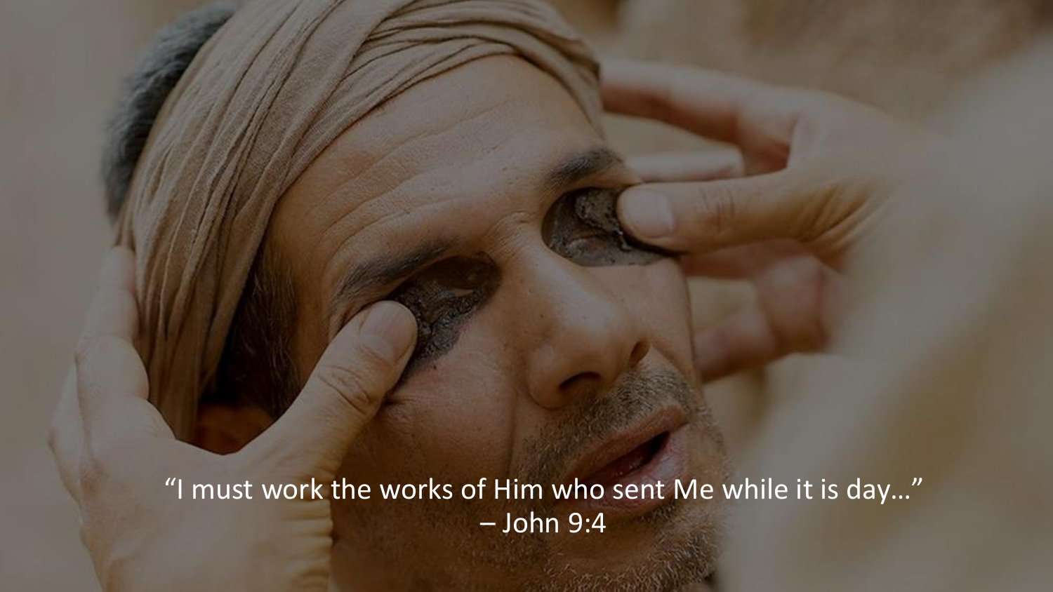"I must work the works of Him who sent Me while it is day…"
– John 9:4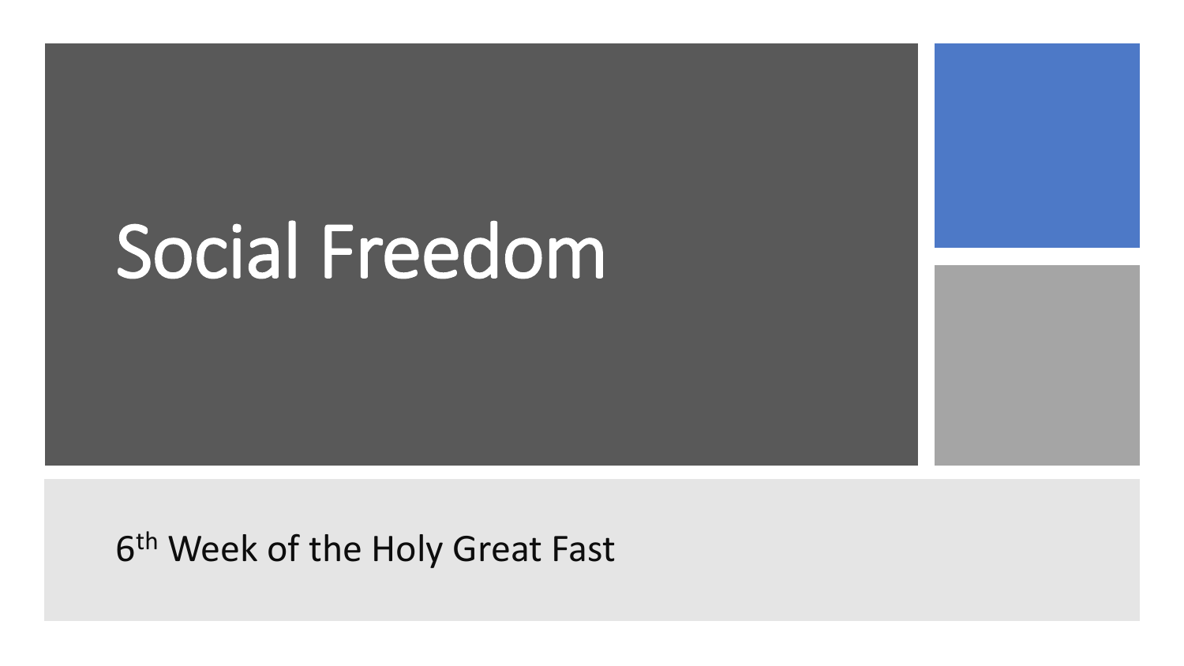# Social Freedom

6th Week of the Holy Great Fast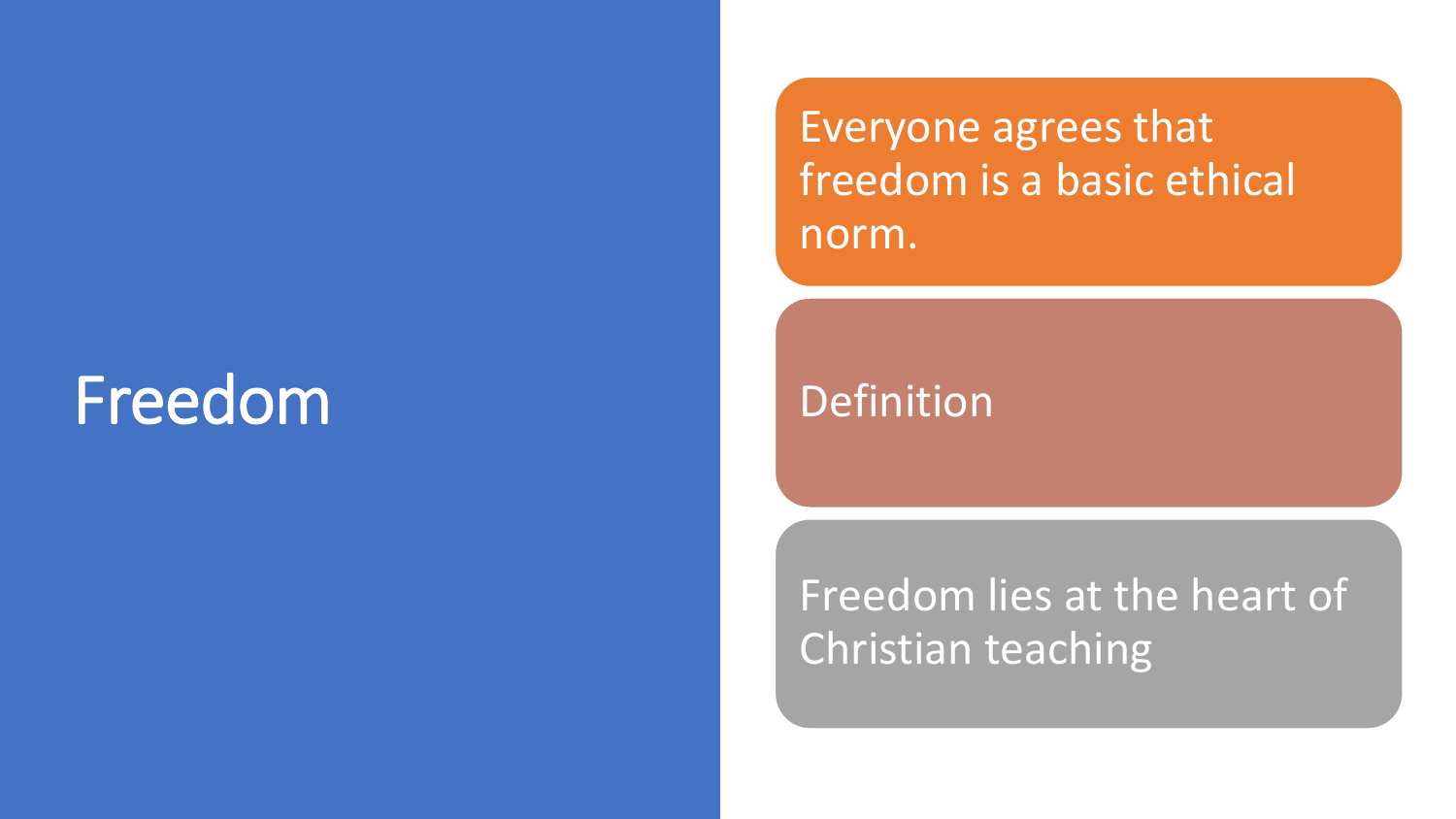# Freedom

- Everyone agrees that freedom is a basic ethical norm.
- Definition
- Freedom lies at the heart of Christian teaching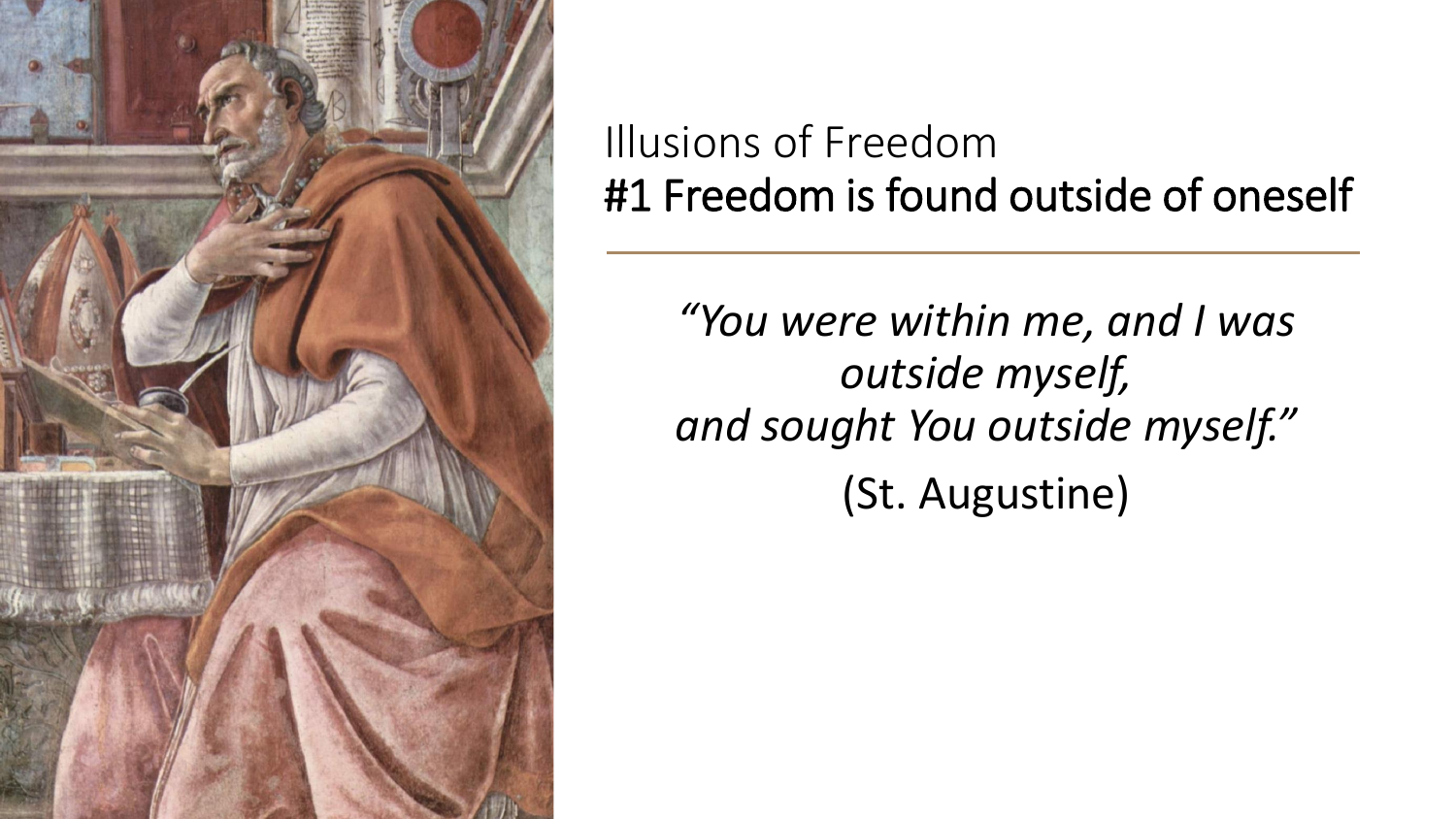Illusions of Freedom

## #1 Freedom is found outside of oneself

---

*"You were within me, and I was outside myself,*
*and sought You outside myself."*

(St. Augustine)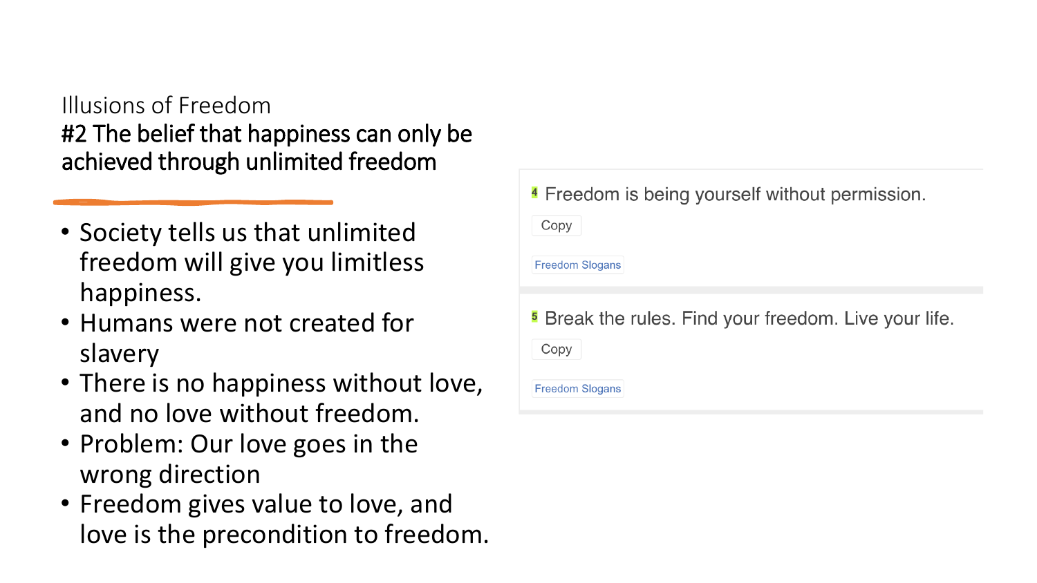Illusions of Freedom

## #2 The belief that happiness can only be achieved through unlimited freedom

- Society tells us that unlimited freedom will give you limitless happiness.
- Humans were not created for slavery
- There is no happiness without love, and no love without freedom.
- Problem: Our love goes in the wrong direction
- Freedom gives value to love, and love is the precondition to freedom.

4 Freedom is being yourself without permission.

Copy

Freedom Slogans

5 Break the rules. Find your freedom. Live your life.

Copy

Freedom Slogans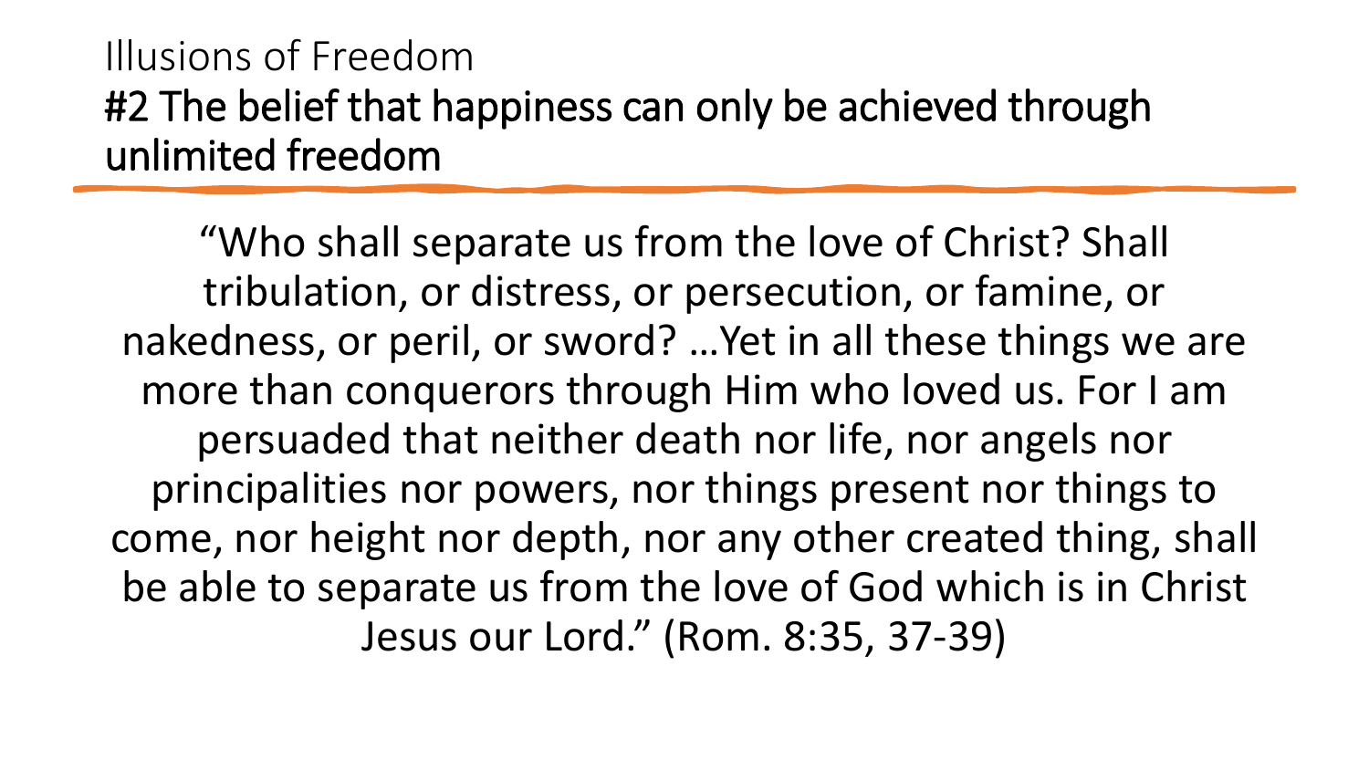Illusions of Freedom

## #2 The belief that happiness can only be achieved through unlimited freedom

"Who shall separate us from the love of Christ? Shall tribulation, or distress, or persecution, or famine, or nakedness, or peril, or sword? …Yet in all these things we are more than conquerors through Him who loved us. For I am persuaded that neither death nor life, nor angels nor principalities nor powers, nor things present nor things to come, nor height nor depth, nor any other created thing, shall be able to separate us from the love of God which is in Christ Jesus our Lord." (Rom. 8:35, 37-39)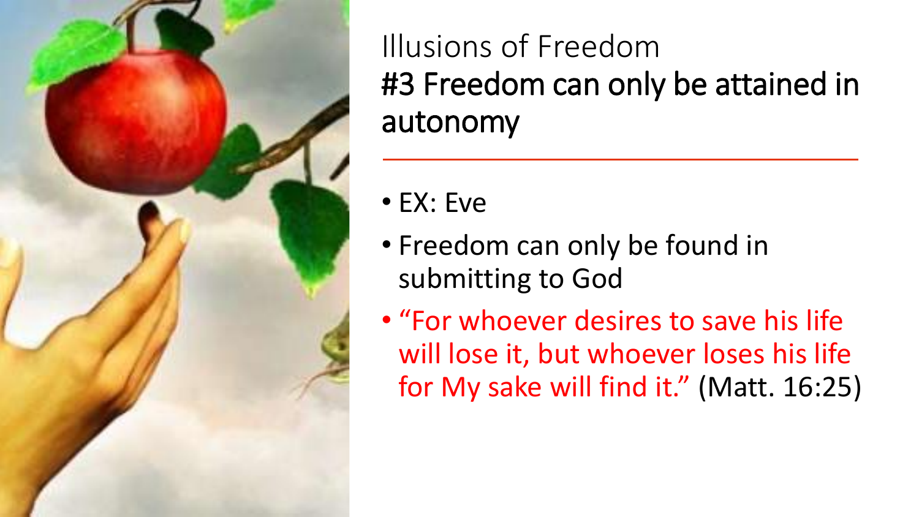# Illusions of Freedom

## #3 Freedom can only be attained in autonomy

- EX: Eve
- Freedom can only be found in submitting to God
- "For whoever desires to save his life will lose it, but whoever loses his life for My sake will find it." (Matt. 16:25)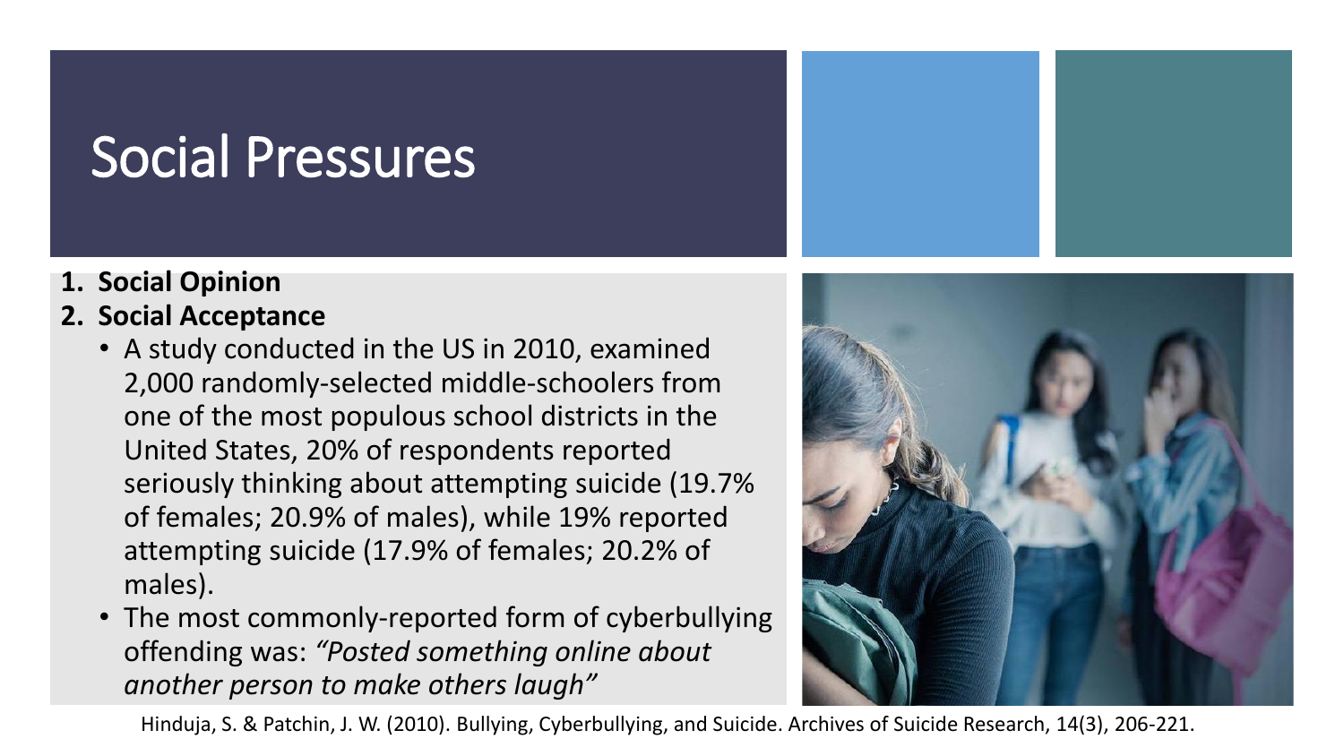# Social Pressures

1. **Social Opinion**
2. **Social Acceptance**
   - A study conducted in the US in 2010, examined 2,000 randomly-selected middle-schoolers from one of the most populous school districts in the United States, 20% of respondents reported seriously thinking about attempting suicide (19.7% of females; 20.9% of males), while 19% reported attempting suicide (17.9% of females; 20.2% of males).
   - The most commonly-reported form of cyberbullying offending was: *"Posted something online about another person to make others laugh"*

Hinduja, S. & Patchin, J. W. (2010). Bullying, Cyberbullying, and Suicide. Archives of Suicide Research, 14(3), 206-221.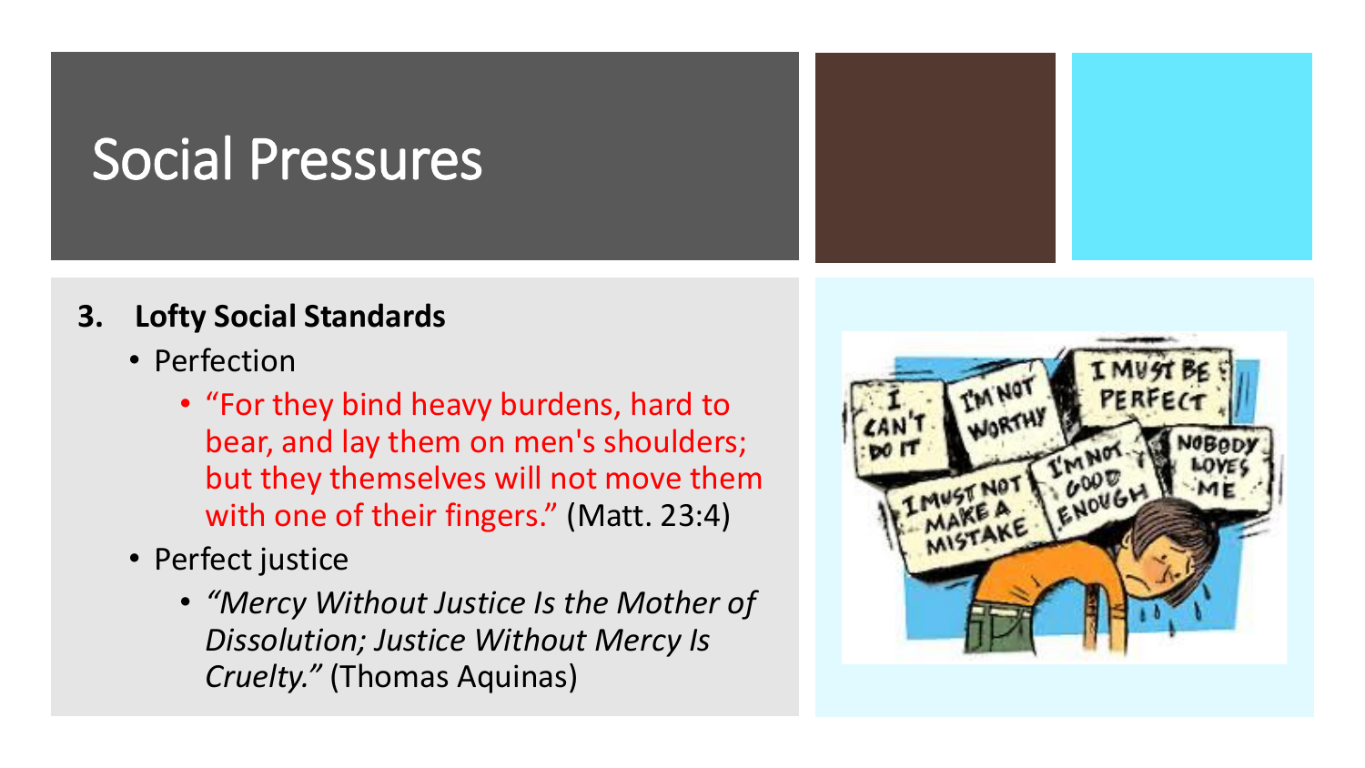# Social Pressures

3. **Lofty Social Standards**
   - Perfection
     - "For they bind heavy burdens, hard to bear, and lay them on men's shoulders; but they themselves will not move them with one of their fingers." (Matt. 23:4)
   - Perfect justice
     - *"Mercy Without Justice Is the Mother of Dissolution; Justice Without Mercy Is Cruelty."* (Thomas Aquinas)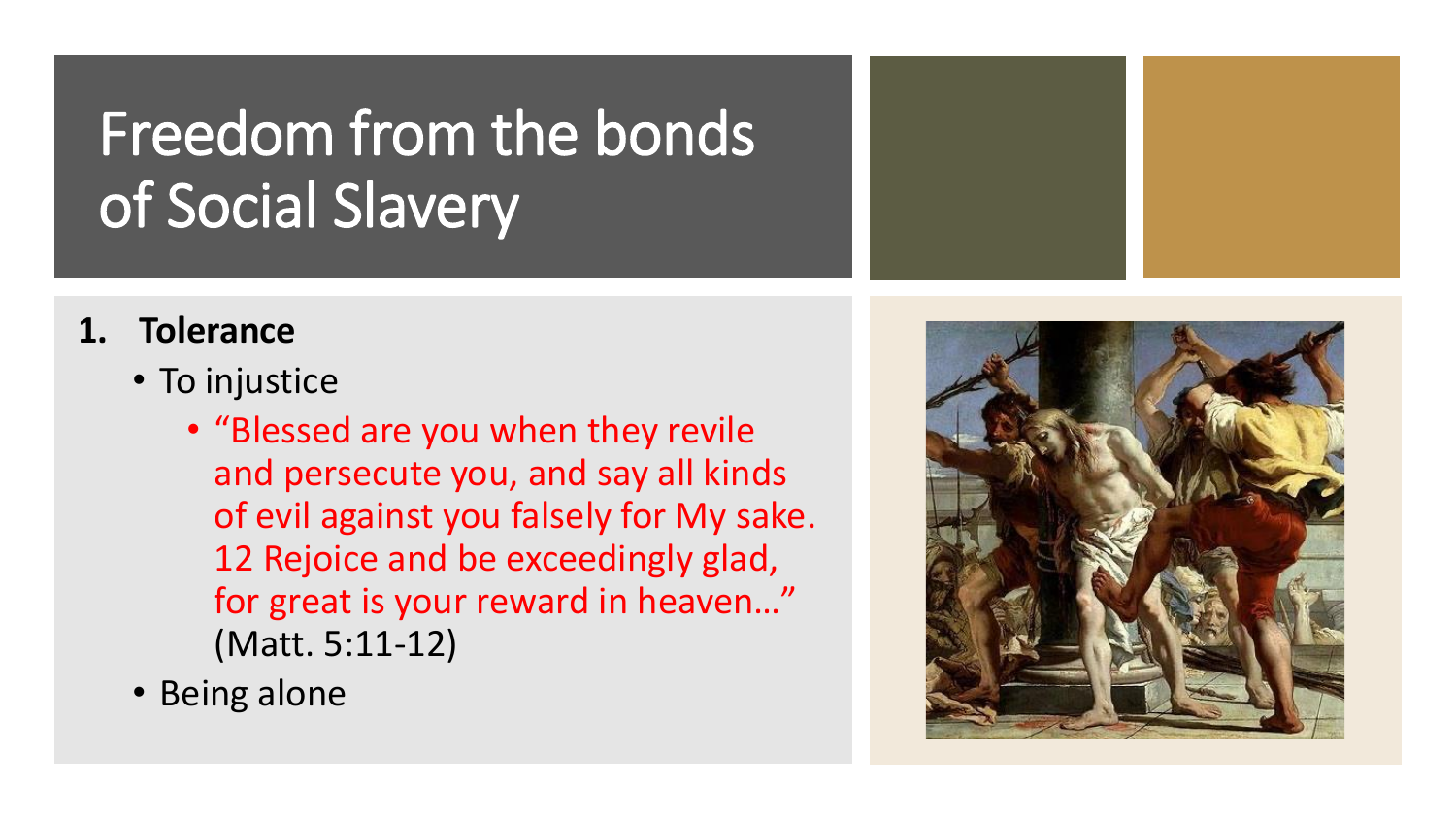# Freedom from the bonds of Social Slavery

1. **Tolerance**
   - To injustice
     - "Blessed are you when they revile and persecute you, and say all kinds of evil against you falsely for My sake. 12 Rejoice and be exceedingly glad, for great is your reward in heaven…" (Matt. 5:11-12)
   - Being alone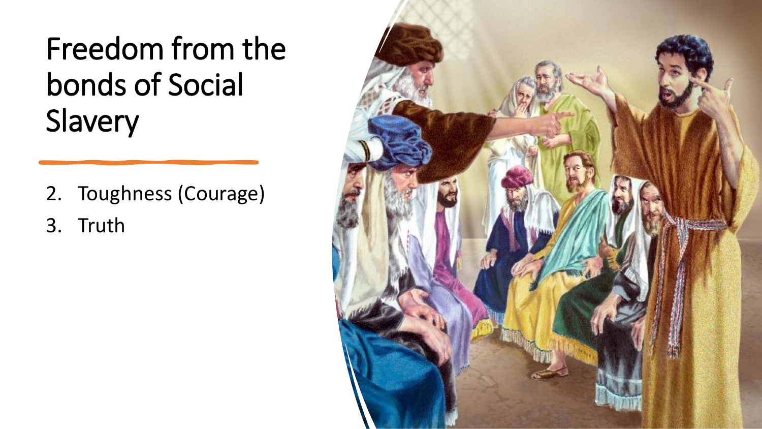# Freedom from the bonds of Social Slavery

2. Toughness (Courage)
3. Truth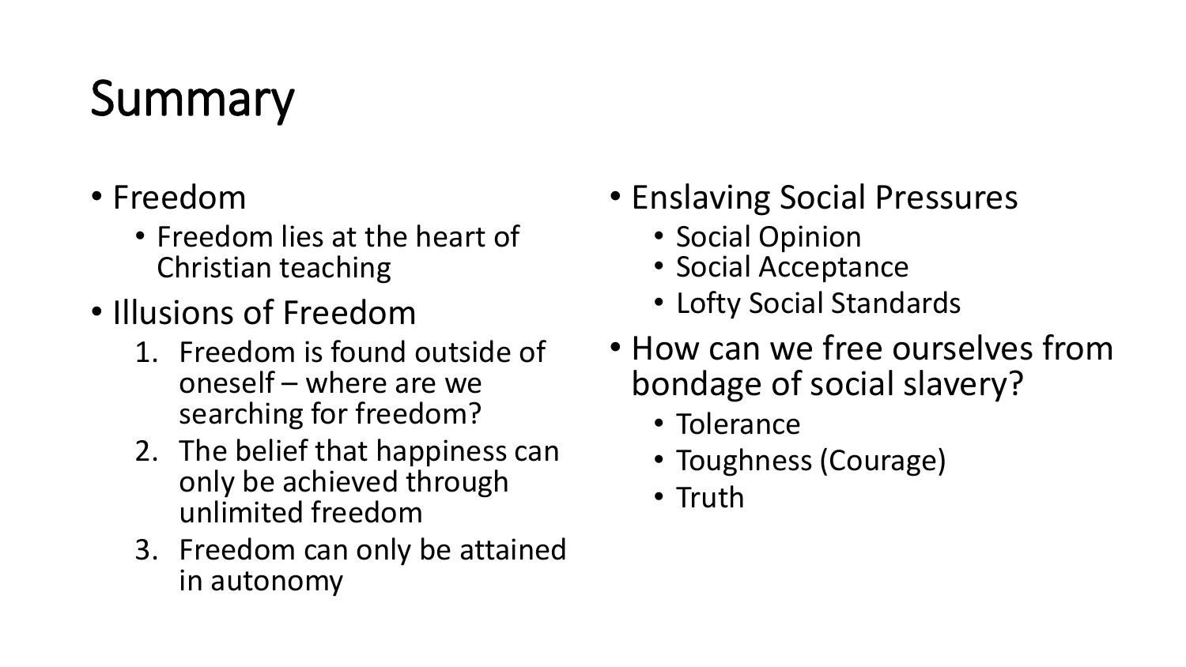# Summary

- Freedom
  - Freedom lies at the heart of Christian teaching
- Illusions of Freedom
  1. Freedom is found outside of oneself – where are we searching for freedom?
  2. The belief that happiness can only be achieved through unlimited freedom
  3. Freedom can only be attained in autonomy

- Enslaving Social Pressures
  - Social Opinion
  - Social Acceptance
  - Lofty Social Standards
- How can we free ourselves from bondage of social slavery?
  - Tolerance
  - Toughness (Courage)
  - Truth